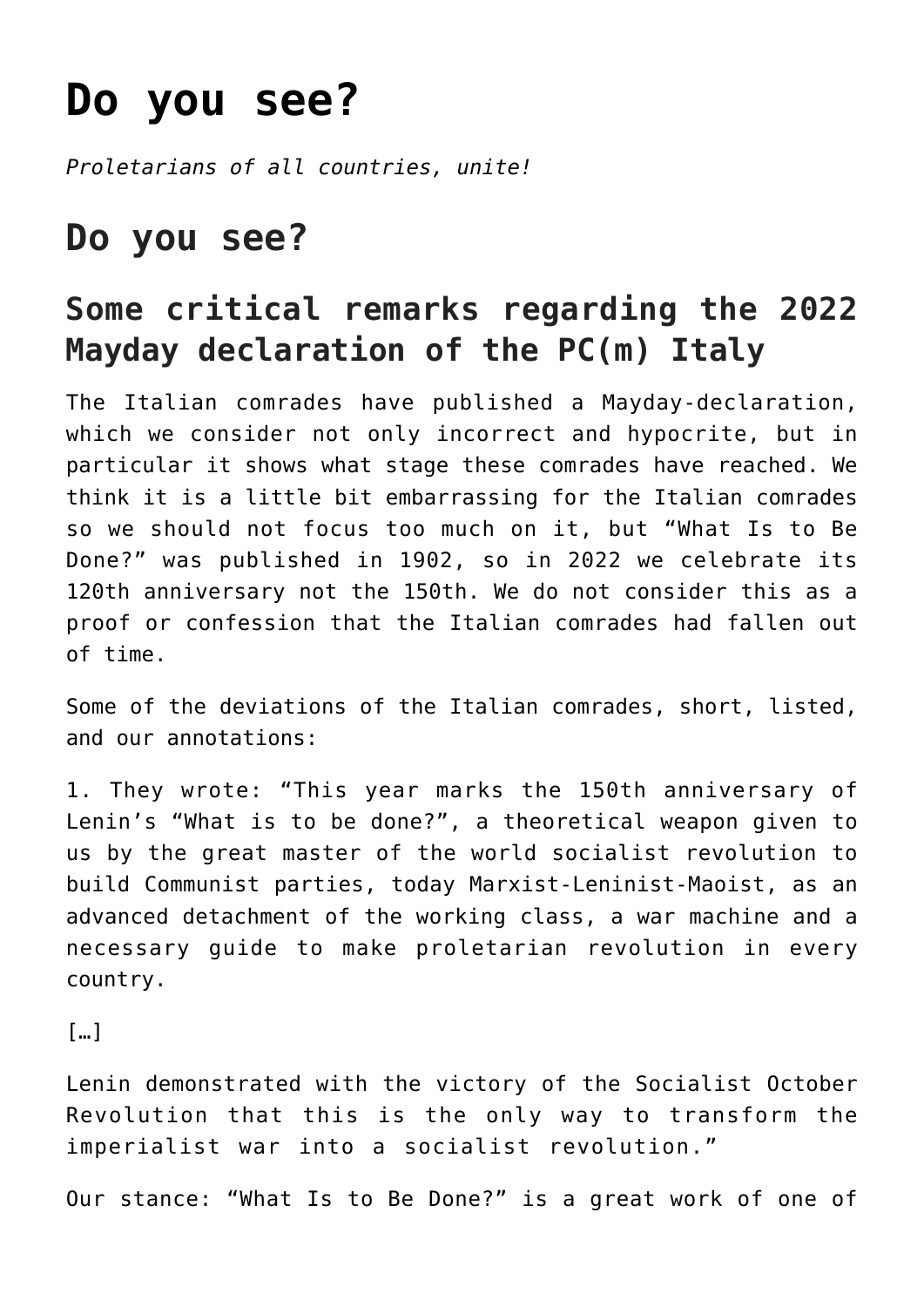# Do you see?

*Proletarians of all countries, unite!*

## Do you see?

### Some critical remarks regarding the 2022 Mayday declaration of the PC(m) Italy

The Italian comrades have published a Mayday-declaration, which we consider not only incorrect and hypocrite, but in particular it shows what stage these comrades have reached. We think it is a little bit embarrassing for the Italian comrades so we should not focus too much on it, but "What Is to Be Done?" was published in 1902, so in 2022 we celebrate its 120th anniversary not the 150th. We do not consider this as a proof or confession that the Italian comrades had fallen out of time.

Some of the deviations of the Italian comrades, short, listed, and our annotations:

1. They wrote: "This year marks the 150th anniversary of Lenin's "What is to be done?", a theoretical weapon given to us by the great master of the world socialist revolution to build Communist parties, today Marxist-Leninist-Maoist, as an advanced detachment of the working class, a war machine and a necessary guide to make proletarian revolution in every country.

[…]

Lenin demonstrated with the victory of the Socialist October Revolution that this is the only way to transform the imperialist war into a socialist revolution."

Our stance: "What Is to Be Done?" is a great work of one of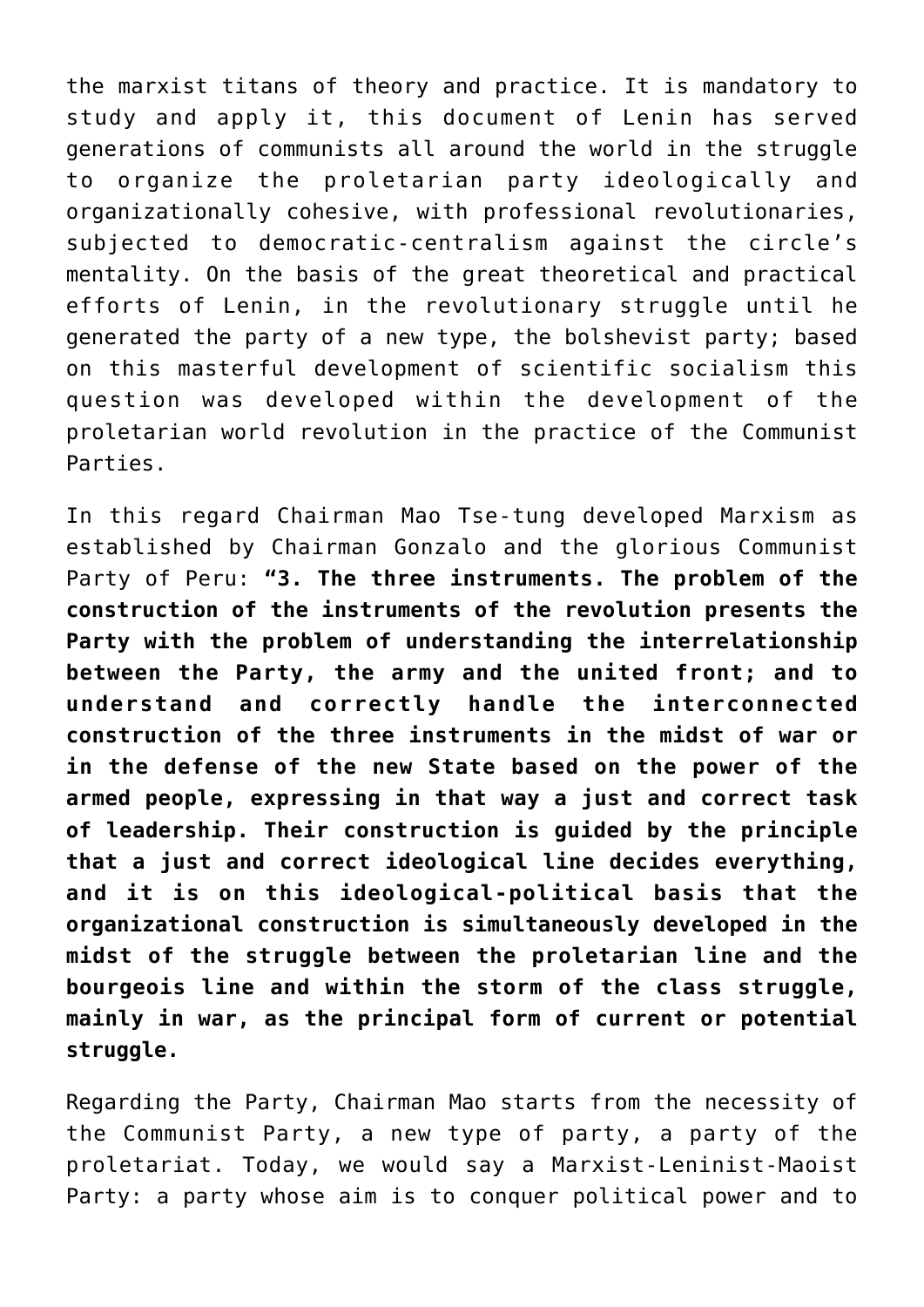the marxist titans of theory and practice. It is mandatory to study and apply it, this document of Lenin has served generations of communists all around the world in the struggle to organize the proletarian party ideologically and organizationally cohesive, with professional revolutionaries, subjected to democratic-centralism against the circle's mentality. On the basis of the great theoretical and practical efforts of Lenin, in the revolutionary struggle until he generated the party of a new type, the bolshevist party; based on this masterful development of scientific socialism this question was developed within the development of the proletarian world revolution in the practice of the Communist Parties.

In this regard Chairman Mao Tse-tung developed Marxism as established by Chairman Gonzalo and the glorious Communist Party of Peru: **"3. The three instruments. The problem of the construction of the instruments of the revolution presents the Party with the problem of understanding the interrelationship between the Party, the army and the united front; and to understand and correctly handle the interconnected construction of the three instruments in the midst of war or in the defense of the new State based on the power of the armed people, expressing in that way a just and correct task of leadership. Their construction is guided by the principle that a just and correct ideological line decides everything, and it is on this ideological-political basis that the organizational construction is simultaneously developed in the midst of the struggle between the proletarian line and the bourgeois line and within the storm of the class struggle, mainly in war, as the principal form of current or potential struggle.**

Regarding the Party, Chairman Mao starts from the necessity of the Communist Party, a new type of party, a party of the proletariat. Today, we would say a Marxist-Leninist-Maoist Party: a party whose aim is to conquer political power and to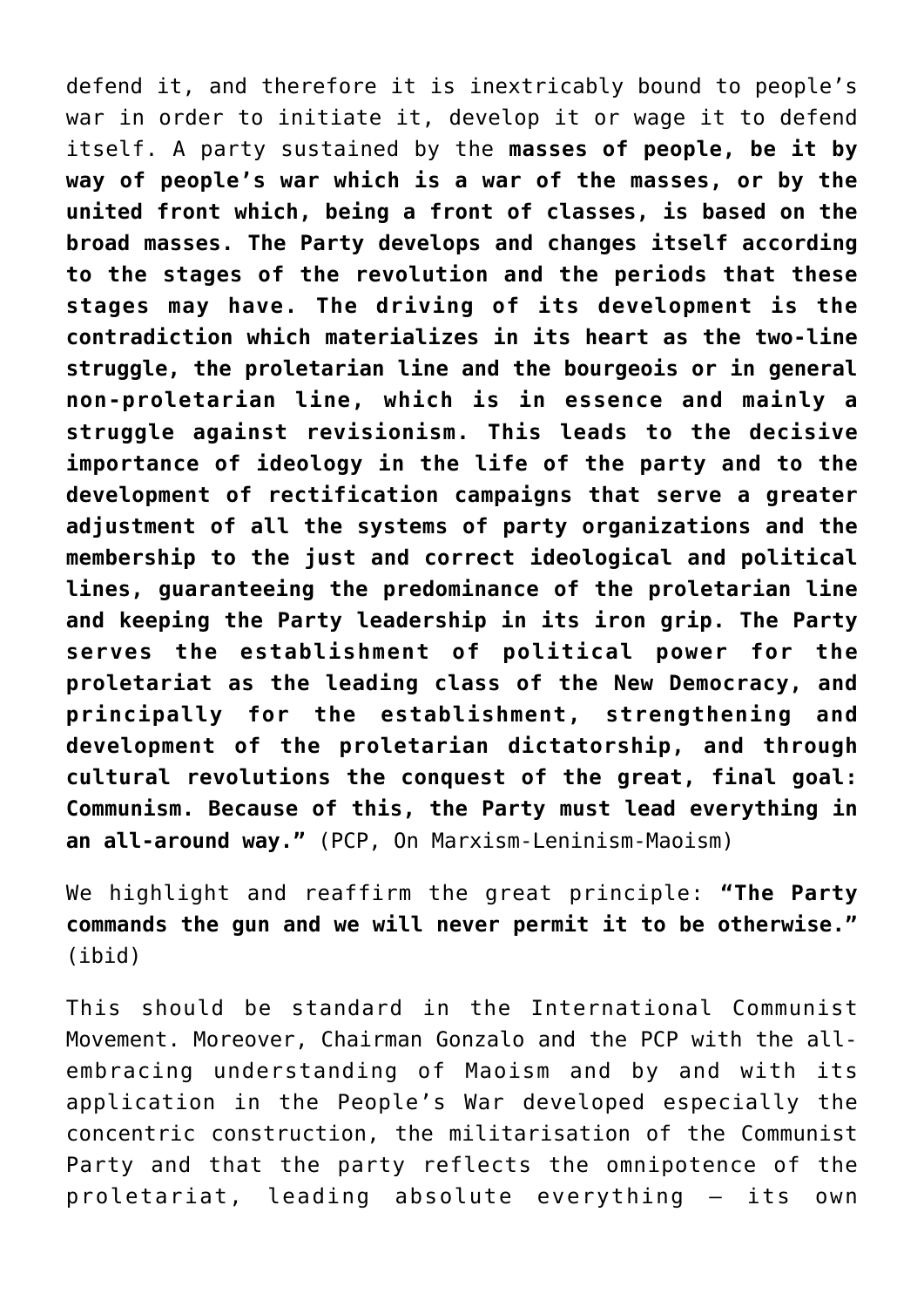defend it, and therefore it is inextricably bound to people's war in order to initiate it, develop it or wage it to defend itself. A party sustained by the **masses of people, be it by way of people's war which is a war of the masses, or by the united front which, being a front of classes, is based on the broad masses. The Party develops and changes itself according to the stages of the revolution and the periods that these stages may have. The driving of its development is the contradiction which materializes in its heart as the two-line struggle, the proletarian line and the bourgeois or in general non-proletarian line, which is in essence and mainly a struggle against revisionism. This leads to the decisive importance of ideology in the life of the party and to the development of rectification campaigns that serve a greater adjustment of all the systems of party organizations and the membership to the just and correct ideological and political lines, guaranteeing the predominance of the proletarian line and keeping the Party leadership in its iron grip. The Party serves the establishment of political power for the proletariat as the leading class of the New Democracy, and principally for the establishment, strengthening and development of the proletarian dictatorship, and through cultural revolutions the conquest of the great, final goal: Communism. Because of this, the Party must lead everything in an all-around way."** (PCP, On Marxism-Leninism-Maoism)

We highlight and reaffirm the great principle: **"The Party commands the gun and we will never permit it to be otherwise."** (ibid)

This should be standard in the International Communist Movement. Moreover, Chairman Gonzalo and the PCP with the all-embracing understanding of Maoism and by and with its application in the People's War developed especially the concentric construction, the militarisation of the Communist Party and that the party reflects the omnipotence of the proletariat, leading absolute everything – its own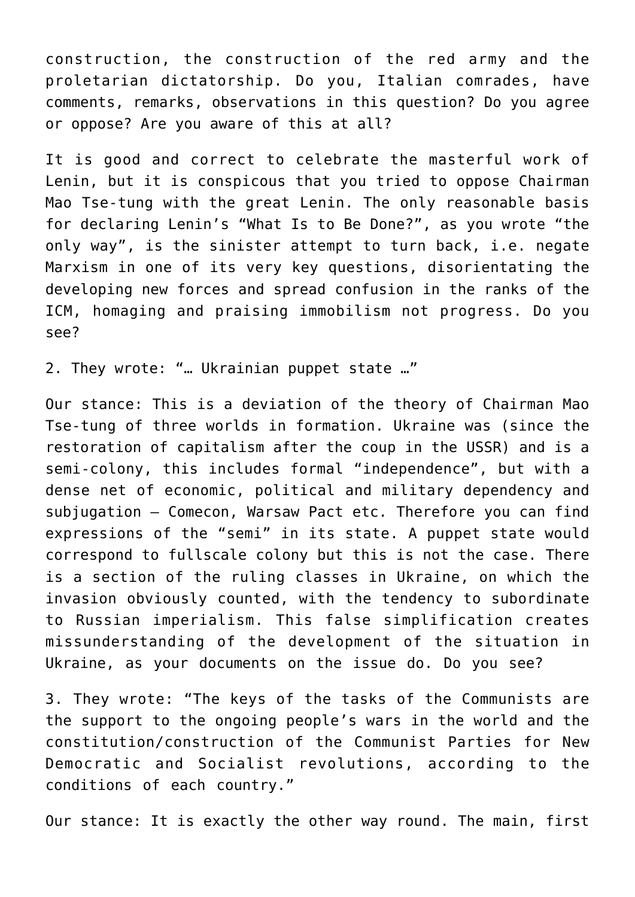construction, the construction of the red army and the proletarian dictatorship. Do you, Italian comrades, have comments, remarks, observations in this question? Do you agree or oppose? Are you aware of this at all?

It is good and correct to celebrate the masterful work of Lenin, but it is conspicous that you tried to oppose Chairman Mao Tse-tung with the great Lenin. The only reasonable basis for declaring Lenin's "What Is to Be Done?", as you wrote "the only way", is the sinister attempt to turn back, i.e. negate Marxism in one of its very key questions, disorientating the developing new forces and spread confusion in the ranks of the ICM, homaging and praising immobilism not progress. Do you see?

2. They wrote: "… Ukrainian puppet state …"

Our stance: This is a deviation of the theory of Chairman Mao Tse-tung of three worlds in formation. Ukraine was (since the restoration of capitalism after the coup in the USSR) and is a semi-colony, this includes formal "independence", but with a dense net of economic, political and military dependency and subjugation – Comecon, Warsaw Pact etc. Therefore you can find expressions of the "semi" in its state. A puppet state would correspond to fullscale colony but this is not the case. There is a section of the ruling classes in Ukraine, on which the invasion obviously counted, with the tendency to subordinate to Russian imperialism. This false simplification creates missunderstanding of the development of the situation in Ukraine, as your documents on the issue do. Do you see?

3. They wrote: "The keys of the tasks of the Communists are the support to the ongoing people's wars in the world and the constitution/construction of the Communist Parties for New Democratic and Socialist revolutions, according to the conditions of each country."

Our stance: It is exactly the other way round. The main, first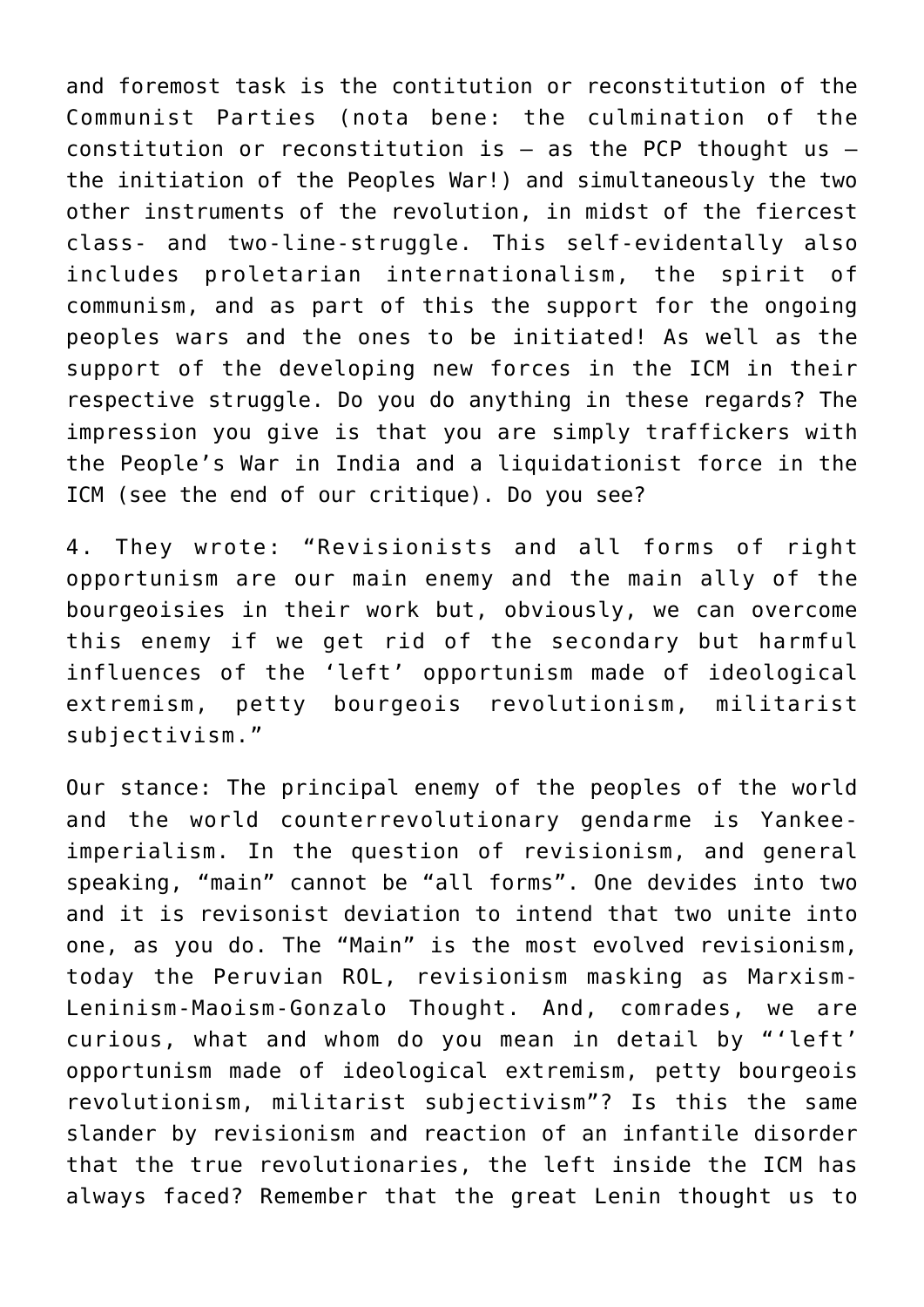and foremost task is the contitution or reconstitution of the Communist Parties (nota bene: the culmination of the constitution or reconstitution is – as the PCP thought us – the initiation of the Peoples War!) and simultaneously the two other instruments of the revolution, in midst of the fiercest class- and two-line-struggle. This self-evidentally also includes proletarian internationalism, the spirit of communism, and as part of this the support for the ongoing peoples wars and the ones to be initiated! As well as the support of the developing new forces in the ICM in their respective struggle. Do you do anything in these regards? The impression you give is that you are simply traffickers with the People's War in India and a liquidationist force in the ICM (see the end of our critique). Do you see?

4. They wrote: "Revisionists and all forms of right opportunism are our main enemy and the main ally of the bourgeoisies in their work but, obviously, we can overcome this enemy if we get rid of the secondary but harmful influences of the 'left' opportunism made of ideological extremism, petty bourgeois revolutionism, militarist subjectivism."

Our stance: The principal enemy of the peoples of the world and the world counterrevolutionary gendarme is Yankee-imperialism. In the question of revisionism, and general speaking, "main" cannot be "all forms". One devides into two and it is revisonist deviation to intend that two unite into one, as you do. The "Main" is the most evolved revisionism, today the Peruvian ROL, revisionism masking as Marxism-Leninism-Maoism-Gonzalo Thought. And, comrades, we are curious, what and whom do you mean in detail by "'left' opportunism made of ideological extremism, petty bourgeois revolutionism, militarist subjectivism"? Is this the same slander by revisionism and reaction of an infantile disorder that the true revolutionaries, the left inside the ICM has always faced? Remember that the great Lenin thought us to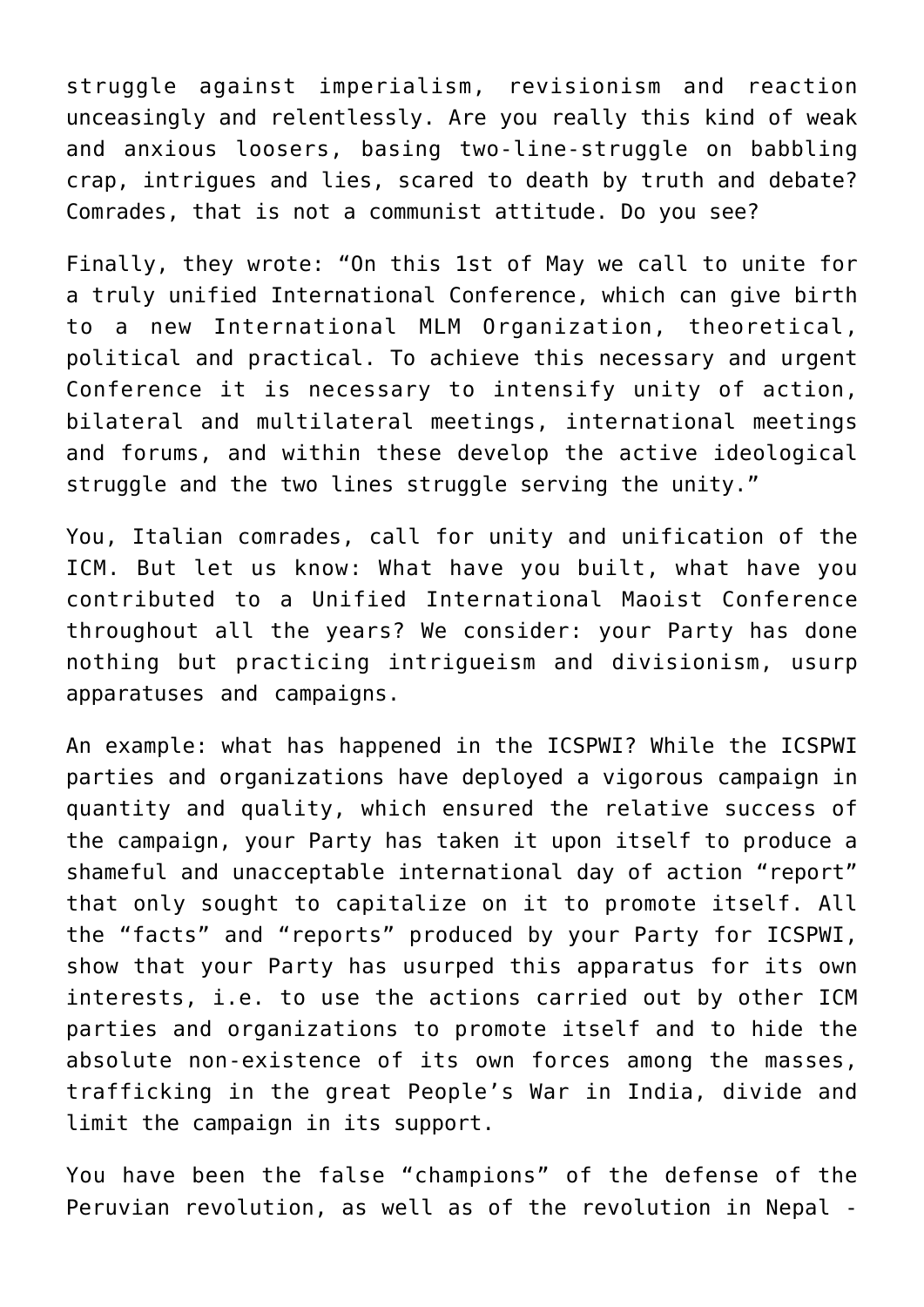struggle against imperialism, revisionism and reaction unceasingly and relentlessly. Are you really this kind of weak and anxious loosers, basing two-line-struggle on babbling crap, intrigues and lies, scared to death by truth and debate? Comrades, that is not a communist attitude. Do you see?

Finally, they wrote: "On this 1st of May we call to unite for a truly unified International Conference, which can give birth to a new International MLM Organization, theoretical, political and practical. To achieve this necessary and urgent Conference it is necessary to intensify unity of action, bilateral and multilateral meetings, international meetings and forums, and within these develop the active ideological struggle and the two lines struggle serving the unity."

You, Italian comrades, call for unity and unification of the ICM. But let us know: What have you built, what have you contributed to a Unified International Maoist Conference throughout all the years? We consider: your Party has done nothing but practicing intrigueism and divisionism, usurp apparatuses and campaigns.

An example: what has happened in the ICSPWI? While the ICSPWI parties and organizations have deployed a vigorous campaign in quantity and quality, which ensured the relative success of the campaign, your Party has taken it upon itself to produce a shameful and unacceptable international day of action "report" that only sought to capitalize on it to promote itself. All the "facts" and "reports" produced by your Party for ICSPWI, show that your Party has usurped this apparatus for its own interests, i.e. to use the actions carried out by other ICM parties and organizations to promote itself and to hide the absolute non-existence of its own forces among the masses, trafficking in the great People's War in India, divide and limit the campaign in its support.

You have been the false "champions" of the defense of the Peruvian revolution, as well as of the revolution in Nepal -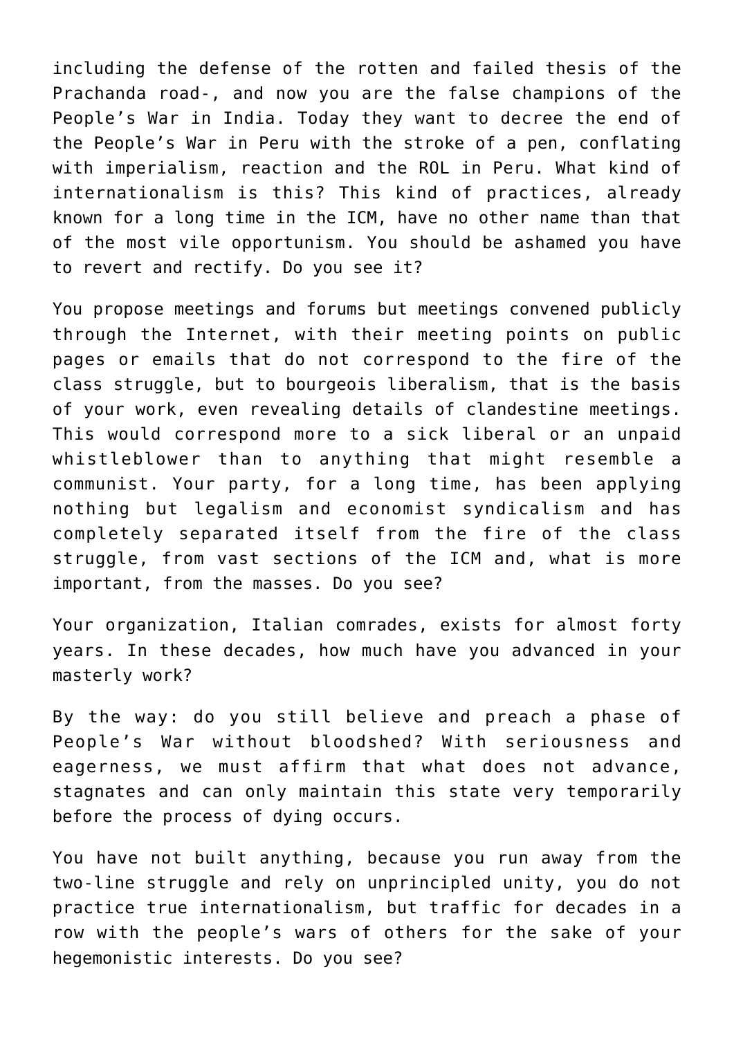including the defense of the rotten and failed thesis of the Prachanda road-, and now you are the false champions of the People's War in India. Today they want to decree the end of the People's War in Peru with the stroke of a pen, conflating with imperialism, reaction and the ROL in Peru. What kind of internationalism is this? This kind of practices, already known for a long time in the ICM, have no other name than that of the most vile opportunism. You should be ashamed you have to revert and rectify. Do you see it?

You propose meetings and forums but meetings convened publicly through the Internet, with their meeting points on public pages or emails that do not correspond to the fire of the class struggle, but to bourgeois liberalism, that is the basis of your work, even revealing details of clandestine meetings. This would correspond more to a sick liberal or an unpaid whistleblower than to anything that might resemble a communist. Your party, for a long time, has been applying nothing but legalism and economist syndicalism and has completely separated itself from the fire of the class struggle, from vast sections of the ICM and, what is more important, from the masses. Do you see?

Your organization, Italian comrades, exists for almost forty years. In these decades, how much have you advanced in your masterly work?

By the way: do you still believe and preach a phase of People's War without bloodshed? With seriousness and eagerness, we must affirm that what does not advance, stagnates and can only maintain this state very temporarily before the process of dying occurs.

You have not built anything, because you run away from the two-line struggle and rely on unprincipled unity, you do not practice true internationalism, but traffic for decades in a row with the people's wars of others for the sake of your hegemonistic interests. Do you see?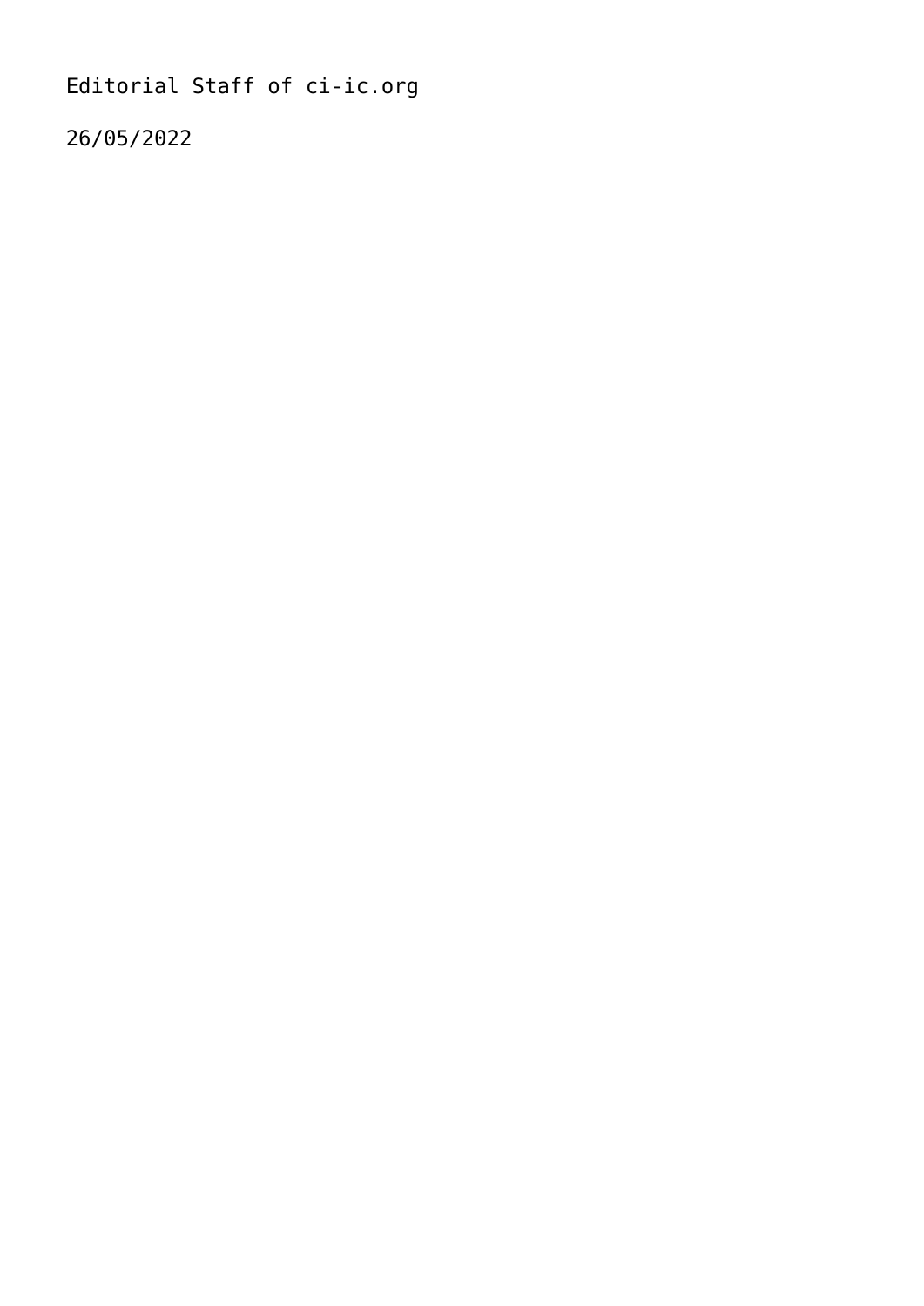Editorial Staff of ci-ic.org

26/05/2022